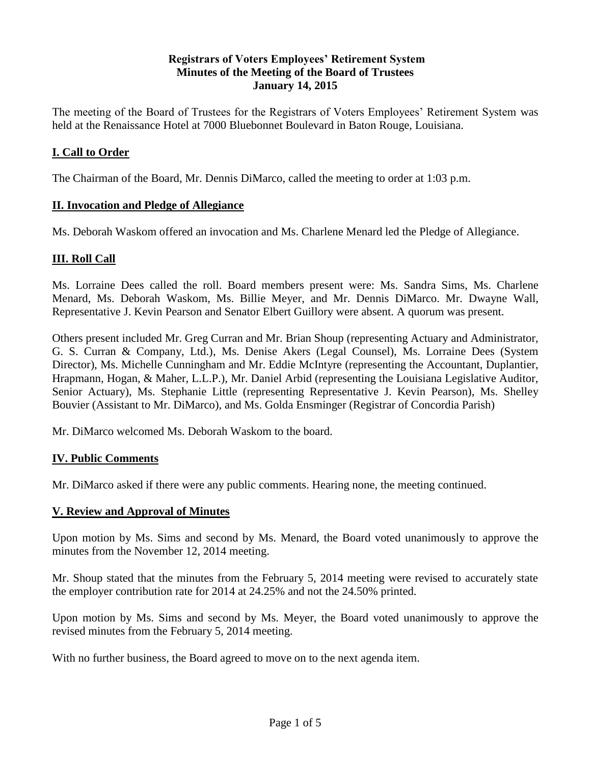**Registrars of Voters Employees' Retirement System**
**Minutes of the Meeting of the Board of Trustees**
**January 14, 2015**

The meeting of the Board of Trustees for the Registrars of Voters Employees' Retirement System was held at the Renaissance Hotel at 7000 Bluebonnet Boulevard in Baton Rouge, Louisiana.

## I. Call to Order

The Chairman of the Board, Mr. Dennis DiMarco, called the meeting to order at 1:03 p.m.

## II. Invocation and Pledge of Allegiance

Ms. Deborah Waskom offered an invocation and Ms. Charlene Menard led the Pledge of Allegiance.

## III. Roll Call

Ms. Lorraine Dees called the roll. Board members present were: Ms. Sandra Sims, Ms. Charlene Menard, Ms. Deborah Waskom, Ms. Billie Meyer, and Mr. Dennis DiMarco. Mr. Dwayne Wall, Representative J. Kevin Pearson and Senator Elbert Guillory were absent. A quorum was present.

Others present included Mr. Greg Curran and Mr. Brian Shoup (representing Actuary and Administrator, G. S. Curran & Company, Ltd.), Ms. Denise Akers (Legal Counsel), Ms. Lorraine Dees (System Director), Ms. Michelle Cunningham and Mr. Eddie McIntyre (representing the Accountant, Duplantier, Hrapmann, Hogan, & Maher, L.L.P.), Mr. Daniel Arbid (representing the Louisiana Legislative Auditor, Senior Actuary), Ms. Stephanie Little (representing Representative J. Kevin Pearson), Ms. Shelley Bouvier (Assistant to Mr. DiMarco), and Ms. Golda Ensminger (Registrar of Concordia Parish)

Mr. DiMarco welcomed Ms. Deborah Waskom to the board.

## IV. Public Comments

Mr. DiMarco asked if there were any public comments. Hearing none, the meeting continued.

## V. Review and Approval of Minutes

Upon motion by Ms. Sims and second by Ms. Menard, the Board voted unanimously to approve the minutes from the November 12, 2014 meeting.

Mr. Shoup stated that the minutes from the February 5, 2014 meeting were revised to accurately state the employer contribution rate for 2014 at 24.25% and not the 24.50% printed.

Upon motion by Ms. Sims and second by Ms. Meyer, the Board voted unanimously to approve the revised minutes from the February 5, 2014 meeting.

With no further business, the Board agreed to move on to the next agenda item.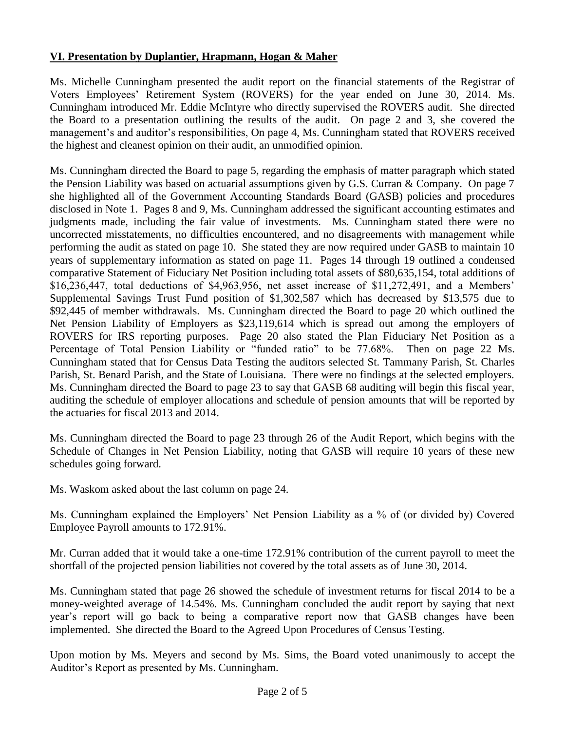## VI. Presentation by Duplantier, Hrapmann, Hogan & Maher

Ms. Michelle Cunningham presented the audit report on the financial statements of the Registrar of Voters Employees' Retirement System (ROVERS) for the year ended on June 30, 2014. Ms. Cunningham introduced Mr. Eddie McIntyre who directly supervised the ROVERS audit. She directed the Board to a presentation outlining the results of the audit. On page 2 and 3, she covered the management's and auditor's responsibilities, On page 4, Ms. Cunningham stated that ROVERS received the highest and cleanest opinion on their audit, an unmodified opinion.

Ms. Cunningham directed the Board to page 5, regarding the emphasis of matter paragraph which stated the Pension Liability was based on actuarial assumptions given by G.S. Curran & Company. On page 7 she highlighted all of the Government Accounting Standards Board (GASB) policies and procedures disclosed in Note 1. Pages 8 and 9, Ms. Cunningham addressed the significant accounting estimates and judgments made, including the fair value of investments. Ms. Cunningham stated there were no uncorrected misstatements, no difficulties encountered, and no disagreements with management while performing the audit as stated on page 10. She stated they are now required under GASB to maintain 10 years of supplementary information as stated on page 11. Pages 14 through 19 outlined a condensed comparative Statement of Fiduciary Net Position including total assets of $80,635,154, total additions of $16,236,447, total deductions of $4,963,956, net asset increase of $11,272,491, and a Members' Supplemental Savings Trust Fund position of $1,302,587 which has decreased by $13,575 due to $92,445 of member withdrawals. Ms. Cunningham directed the Board to page 20 which outlined the Net Pension Liability of Employers as $23,119,614 which is spread out among the employers of ROVERS for IRS reporting purposes. Page 20 also stated the Plan Fiduciary Net Position as a Percentage of Total Pension Liability or "funded ratio" to be 77.68%. Then on page 22 Ms. Cunningham stated that for Census Data Testing the auditors selected St. Tammany Parish, St. Charles Parish, St. Benard Parish, and the State of Louisiana. There were no findings at the selected employers. Ms. Cunningham directed the Board to page 23 to say that GASB 68 auditing will begin this fiscal year, auditing the schedule of employer allocations and schedule of pension amounts that will be reported by the actuaries for fiscal 2013 and 2014.

Ms. Cunningham directed the Board to page 23 through 26 of the Audit Report, which begins with the Schedule of Changes in Net Pension Liability, noting that GASB will require 10 years of these new schedules going forward.

Ms. Waskom asked about the last column on page 24.

Ms. Cunningham explained the Employers' Net Pension Liability as a % of (or divided by) Covered Employee Payroll amounts to 172.91%.

Mr. Curran added that it would take a one-time 172.91% contribution of the current payroll to meet the shortfall of the projected pension liabilities not covered by the total assets as of June 30, 2014.

Ms. Cunningham stated that page 26 showed the schedule of investment returns for fiscal 2014 to be a money-weighted average of 14.54%. Ms. Cunningham concluded the audit report by saying that next year's report will go back to being a comparative report now that GASB changes have been implemented. She directed the Board to the Agreed Upon Procedures of Census Testing.

Upon motion by Ms. Meyers and second by Ms. Sims, the Board voted unanimously to accept the Auditor's Report as presented by Ms. Cunningham.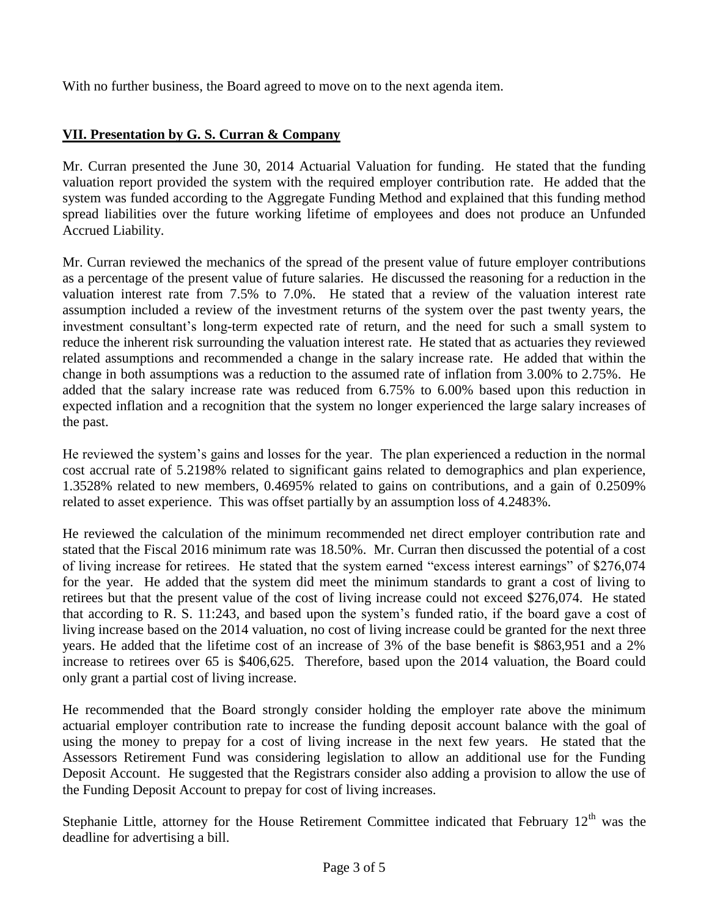With no further business, the Board agreed to move on to the next agenda item.

## **VII. Presentation by G. S. Curran & Company**

Mr. Curran presented the June 30, 2014 Actuarial Valuation for funding. He stated that the funding valuation report provided the system with the required employer contribution rate. He added that the system was funded according to the Aggregate Funding Method and explained that this funding method spread liabilities over the future working lifetime of employees and does not produce an Unfunded Accrued Liability.

Mr. Curran reviewed the mechanics of the spread of the present value of future employer contributions as a percentage of the present value of future salaries. He discussed the reasoning for a reduction in the valuation interest rate from 7.5% to 7.0%. He stated that a review of the valuation interest rate assumption included a review of the investment returns of the system over the past twenty years, the investment consultant's long-term expected rate of return, and the need for such a small system to reduce the inherent risk surrounding the valuation interest rate. He stated that as actuaries they reviewed related assumptions and recommended a change in the salary increase rate. He added that within the change in both assumptions was a reduction to the assumed rate of inflation from 3.00% to 2.75%. He added that the salary increase rate was reduced from 6.75% to 6.00% based upon this reduction in expected inflation and a recognition that the system no longer experienced the large salary increases of the past.

He reviewed the system's gains and losses for the year. The plan experienced a reduction in the normal cost accrual rate of 5.2198% related to significant gains related to demographics and plan experience, 1.3528% related to new members, 0.4695% related to gains on contributions, and a gain of 0.2509% related to asset experience. This was offset partially by an assumption loss of 4.2483%.

He reviewed the calculation of the minimum recommended net direct employer contribution rate and stated that the Fiscal 2016 minimum rate was 18.50%. Mr. Curran then discussed the potential of a cost of living increase for retirees. He stated that the system earned "excess interest earnings" of $276,074 for the year. He added that the system did meet the minimum standards to grant a cost of living to retirees but that the present value of the cost of living increase could not exceed $276,074. He stated that according to R. S. 11:243, and based upon the system's funded ratio, if the board gave a cost of living increase based on the 2014 valuation, no cost of living increase could be granted for the next three years. He added that the lifetime cost of an increase of 3% of the base benefit is $863,951 and a 2% increase to retirees over 65 is $406,625. Therefore, based upon the 2014 valuation, the Board could only grant a partial cost of living increase.

He recommended that the Board strongly consider holding the employer rate above the minimum actuarial employer contribution rate to increase the funding deposit account balance with the goal of using the money to prepay for a cost of living increase in the next few years. He stated that the Assessors Retirement Fund was considering legislation to allow an additional use for the Funding Deposit Account. He suggested that the Registrars consider also adding a provision to allow the use of the Funding Deposit Account to prepay for cost of living increases.

Stephanie Little, attorney for the House Retirement Committee indicated that February 12th was the deadline for advertising a bill.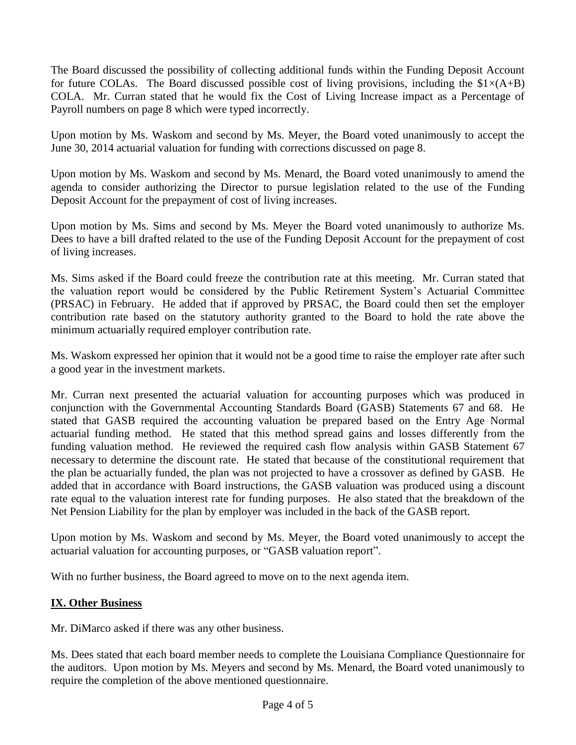The Board discussed the possibility of collecting additional funds within the Funding Deposit Account for future COLAs. The Board discussed possible cost of living provisions, including the $\$1 \times (A+B)$ COLA. Mr. Curran stated that he would fix the Cost of Living Increase impact as a Percentage of Payroll numbers on page 8 which were typed incorrectly.

Upon motion by Ms. Waskom and second by Ms. Meyer, the Board voted unanimously to accept the June 30, 2014 actuarial valuation for funding with corrections discussed on page 8.

Upon motion by Ms. Waskom and second by Ms. Menard, the Board voted unanimously to amend the agenda to consider authorizing the Director to pursue legislation related to the use of the Funding Deposit Account for the prepayment of cost of living increases.

Upon motion by Ms. Sims and second by Ms. Meyer the Board voted unanimously to authorize Ms. Dees to have a bill drafted related to the use of the Funding Deposit Account for the prepayment of cost of living increases.

Ms. Sims asked if the Board could freeze the contribution rate at this meeting. Mr. Curran stated that the valuation report would be considered by the Public Retirement System's Actuarial Committee (PRSAC) in February. He added that if approved by PRSAC, the Board could then set the employer contribution rate based on the statutory authority granted to the Board to hold the rate above the minimum actuarially required employer contribution rate.

Ms. Waskom expressed her opinion that it would not be a good time to raise the employer rate after such a good year in the investment markets.

Mr. Curran next presented the actuarial valuation for accounting purposes which was produced in conjunction with the Governmental Accounting Standards Board (GASB) Statements 67 and 68. He stated that GASB required the accounting valuation be prepared based on the Entry Age Normal actuarial funding method. He stated that this method spread gains and losses differently from the funding valuation method. He reviewed the required cash flow analysis within GASB Statement 67 necessary to determine the discount rate. He stated that because of the constitutional requirement that the plan be actuarially funded, the plan was not projected to have a crossover as defined by GASB. He added that in accordance with Board instructions, the GASB valuation was produced using a discount rate equal to the valuation interest rate for funding purposes. He also stated that the breakdown of the Net Pension Liability for the plan by employer was included in the back of the GASB report.

Upon motion by Ms. Waskom and second by Ms. Meyer, the Board voted unanimously to accept the actuarial valuation for accounting purposes, or "GASB valuation report".

With no further business, the Board agreed to move on to the next agenda item.

## IX. Other Business

Mr. DiMarco asked if there was any other business.

Ms. Dees stated that each board member needs to complete the Louisiana Compliance Questionnaire for the auditors. Upon motion by Ms. Meyers and second by Ms. Menard, the Board voted unanimously to require the completion of the above mentioned questionnaire.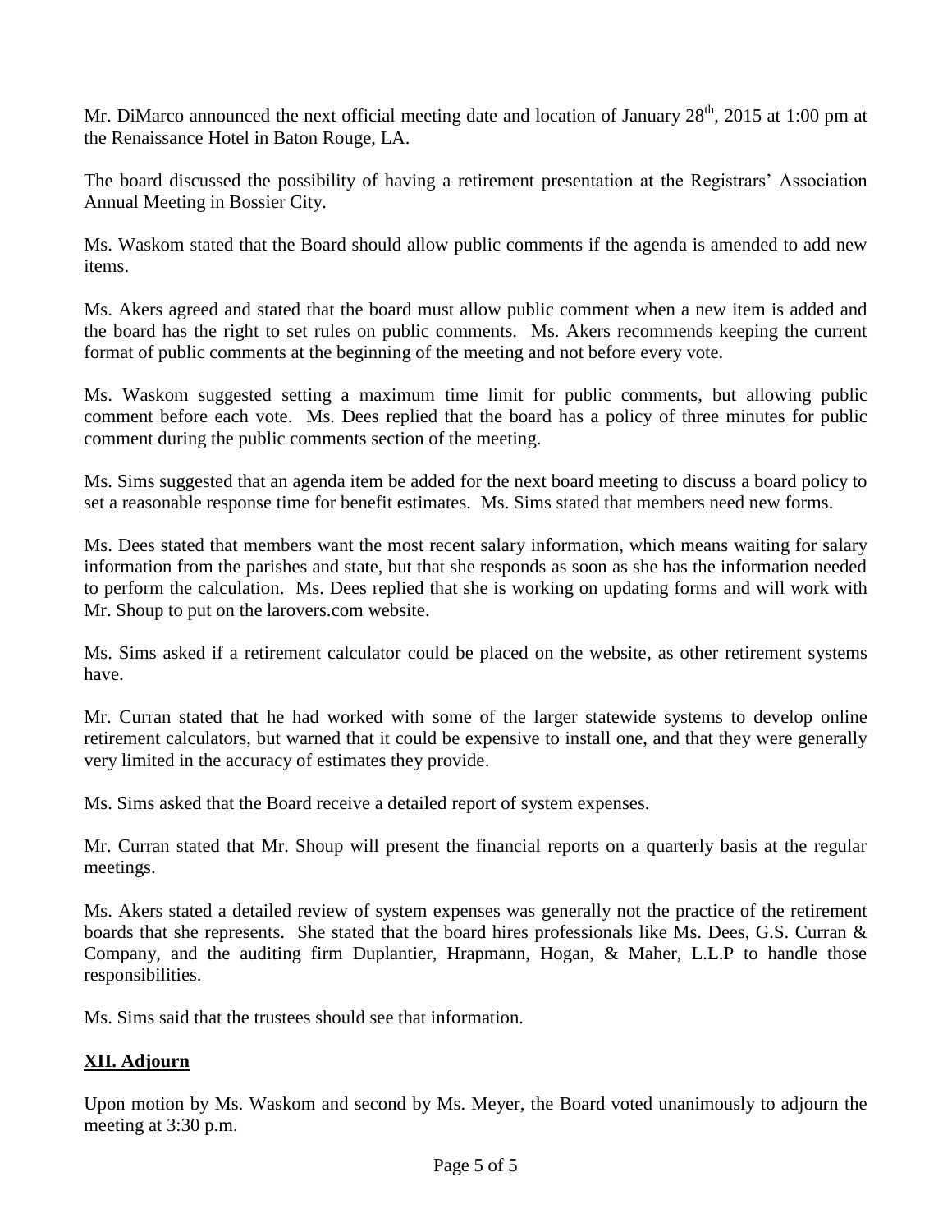Mr. DiMarco announced the next official meeting date and location of January $28^{th}$, 2015 at 1:00 pm at the Renaissance Hotel in Baton Rouge, LA.

The board discussed the possibility of having a retirement presentation at the Registrars' Association Annual Meeting in Bossier City.

Ms. Waskom stated that the Board should allow public comments if the agenda is amended to add new items.

Ms. Akers agreed and stated that the board must allow public comment when a new item is added and the board has the right to set rules on public comments. Ms. Akers recommends keeping the current format of public comments at the beginning of the meeting and not before every vote.

Ms. Waskom suggested setting a maximum time limit for public comments, but allowing public comment before each vote. Ms. Dees replied that the board has a policy of three minutes for public comment during the public comments section of the meeting.

Ms. Sims suggested that an agenda item be added for the next board meeting to discuss a board policy to set a reasonable response time for benefit estimates. Ms. Sims stated that members need new forms.

Ms. Dees stated that members want the most recent salary information, which means waiting for salary information from the parishes and state, but that she responds as soon as she has the information needed to perform the calculation. Ms. Dees replied that she is working on updating forms and will work with Mr. Shoup to put on the larovers.com website.

Ms. Sims asked if a retirement calculator could be placed on the website, as other retirement systems have.

Mr. Curran stated that he had worked with some of the larger statewide systems to develop online retirement calculators, but warned that it could be expensive to install one, and that they were generally very limited in the accuracy of estimates they provide.

Ms. Sims asked that the Board receive a detailed report of system expenses.

Mr. Curran stated that Mr. Shoup will present the financial reports on a quarterly basis at the regular meetings.

Ms. Akers stated a detailed review of system expenses was generally not the practice of the retirement boards that she represents. She stated that the board hires professionals like Ms. Dees, G.S. Curran & Company, and the auditing firm Duplantier, Hrapmann, Hogan, & Maher, L.L.P to handle those responsibilities.

Ms. Sims said that the trustees should see that information.

## XII. Adjourn

Upon motion by Ms. Waskom and second by Ms. Meyer, the Board voted unanimously to adjourn the meeting at 3:30 p.m.